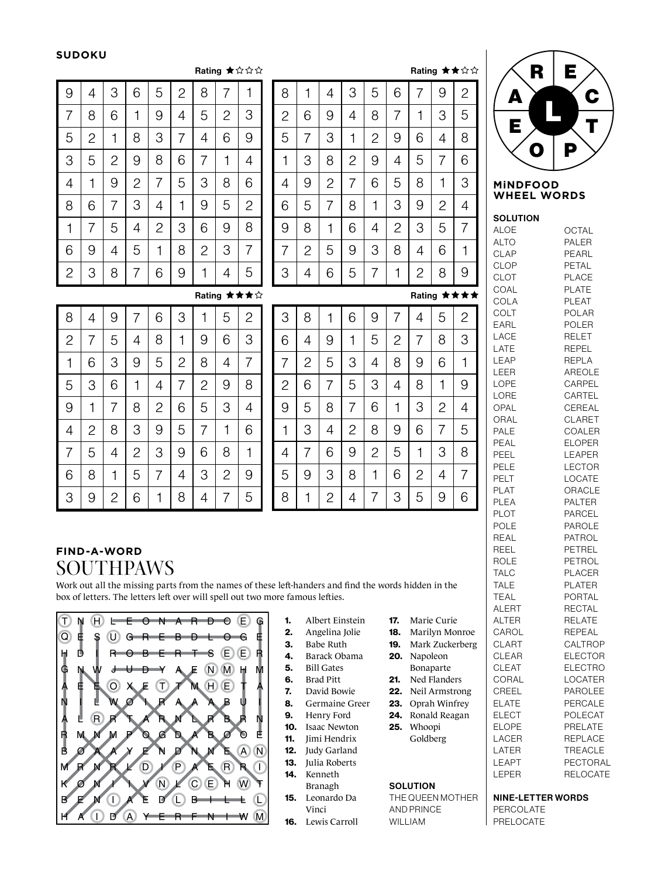## SUDOKU

Rating ★☆☆☆

| | | | | | | | | |
|---|---|---|---|---|---|---|---|---|
| 9 | 4 | 3 | 6 | 5 | 2 | 8 | 7 | 1 |
| 7 | 8 | 6 | 1 | 9 | 4 | 5 | 2 | 3 |
| 5 | 2 | 1 | 8 | 3 | 7 | 4 | 6 | 9 |
| 3 | 5 | 2 | 9 | 8 | 6 | 7 | 1 | 4 |
| 4 | 1 | 9 | 2 | 7 | 5 | 3 | 8 | 6 |
| 8 | 6 | 7 | 3 | 4 | 1 | 9 | 5 | 2 |
| 1 | 7 | 5 | 4 | 2 | 3 | 6 | 9 | 8 |
| 6 | 9 | 4 | 5 | 1 | 8 | 2 | 3 | 7 |
| 2 | 3 | 8 | 7 | 6 | 9 | 1 | 4 | 5 |

Rating ★★☆☆

| | | | | | | | | |
|---|---|---|---|---|---|---|---|---|
| 8 | 1 | 4 | 3 | 5 | 6 | 7 | 9 | 2 |
| 2 | 6 | 9 | 4 | 8 | 7 | 1 | 3 | 5 |
| 5 | 7 | 3 | 1 | 2 | 9 | 6 | 4 | 8 |
| 1 | 3 | 8 | 2 | 9 | 4 | 5 | 7 | 6 |
| 4 | 9 | 2 | 7 | 6 | 5 | 8 | 1 | 3 |
| 6 | 5 | 7 | 8 | 1 | 3 | 9 | 2 | 4 |
| 9 | 8 | 1 | 6 | 4 | 2 | 3 | 5 | 7 |
| 7 | 2 | 5 | 9 | 3 | 8 | 4 | 6 | 1 |
| 3 | 4 | 6 | 5 | 7 | 1 | 2 | 8 | 9 |

Rating ★★★☆

| | | | | | | | | |
|---|---|---|---|---|---|---|---|---|
| 8 | 4 | 9 | 7 | 6 | 3 | 1 | 5 | 2 |
| 2 | 7 | 5 | 4 | 8 | 1 | 9 | 6 | 3 |
| 1 | 6 | 3 | 9 | 5 | 2 | 8 | 4 | 7 |
| 5 | 3 | 6 | 1 | 4 | 7 | 2 | 9 | 8 |
| 9 | 1 | 7 | 8 | 2 | 6 | 5 | 3 | 4 |
| 4 | 2 | 8 | 3 | 9 | 5 | 7 | 1 | 6 |
| 7 | 5 | 4 | 2 | 3 | 9 | 6 | 8 | 1 |
| 6 | 8 | 1 | 5 | 7 | 4 | 3 | 2 | 9 |
| 3 | 9 | 2 | 6 | 1 | 8 | 4 | 7 | 5 |

Rating ★★★★

| | | | | | | | | |
|---|---|---|---|---|---|---|---|---|
| 3 | 8 | 1 | 6 | 9 | 7 | 4 | 5 | 2 |
| 6 | 4 | 9 | 1 | 5 | 2 | 7 | 8 | 3 |
| 7 | 2 | 5 | 3 | 4 | 8 | 9 | 6 | 1 |
| 2 | 6 | 7 | 5 | 3 | 4 | 8 | 1 | 9 |
| 9 | 5 | 8 | 7 | 6 | 1 | 3 | 2 | 4 |
| 1 | 3 | 4 | 2 | 8 | 9 | 6 | 7 | 5 |
| 4 | 7 | 6 | 9 | 2 | 5 | 1 | 3 | 8 |
| 5 | 9 | 3 | 8 | 1 | 6 | 2 | 4 | 7 |
| 8 | 1 | 2 | 4 | 7 | 3 | 5 | 9 | 6 |

## FIND-A-WORD
# SOUTHPAWS

Work out all the missing parts from the names of these left-handers and find the words hidden in the box of letters. The letters left over will spell out two more famous lefties.

| | | | | | | | | | |
|---|---|---|---|---|---|---|---|---|---|
| T | N | H | L | E | O | N | A | R | D | O | E | G |
| Q | E | S | U | G | R | E | B | D | L | O | G | E |
| H | D | I | R | O | B | E | R | T | S | E | E | R |
| G | N | W | J | U | D | Y | A | E | N | M | H | M |
| A | E | E | O | X | E | T | T | M | H | E | T | A |
| N | I | L | W | O | I | R | A | A | A | B | U | I |
| A | L | R | R | T | A | R | N | L | R | B | R | N |
| R | M | N | M | P | O | G | D | A | B | O | O | E |
| B | O | A | A | Y | E | N | D | N | N | E | A | N |
| M | R | N | R | L | D | I | P | A | E | R | R | I |
| K | O | N | I | I | V | N | L | C | E | H | W | T |
| B | E | N | I | A | E | D | L | B | I | L | L | L |
| H | A | I | D | A | Y | E | R | F | N | I | W | M |

1. Albert Einstein
2. Angelina Jolie
3. Babe Ruth
4. Barack Obama
5. Bill Gates
6. Brad Pitt
7. David Bowie
8. Germaine Greer
9. Henry Ford
10. Isaac Newton
11. Jimi Hendrix
12. Judy Garland
13. Julia Roberts
14. Kenneth Branagh
15. Leonardo Da Vinci
16. Lewis Carroll
17. Marie Curie
18. Marilyn Monroe
19. Mark Zuckerberg
20. Napoleon Bonaparte
21. Ned Flanders
22. Neil Armstrong
23. Oprah Winfrey
24. Ronald Reagan
25. Whoopi Goldberg

**SOLUTION**
THE QUEEN MOTHER AND PRINCE WILLIAM

## MiNDFOOD WHEEL WORDS

Wheel letters: R, E, C, T, P, O, E, A (centre: L)

**SOLUTION**

ALOE, ALTO, CLAP, CLOP, CLOT, COAL, COLA, COLT, EARL, LACE, LATE, LEAP, LEER, LOPE, LORE, OPAL, ORAL, PALE, PEAL, PEEL, PELE, PELT, PLAT, PLEA, PLOT, POLE, REAL, REEL, ROLE, TALC, TALE, TEAL, ALERT, ALTER, CAROL, CLART, CLEAR, CLEAT, CORAL, CREEL, ELATE, ELECT, ELOPE, LACER, LATER, LEAPT, LEPER, OCTAL, PALER, PEARL, PETAL, PLACE, PLATE, PLEAT, POLAR, POLER, RELET, REPEL, REPLA, AREOLE, CARPEL, CARTEL, CEREAL, CLARET, COALER, ELOPER, LEAPER, LECTOR, LOCATE, ORACLE, PALTER, PARCEL, PAROLE, PATROL, PETREL, PETROL, PLACER, PLATER, PORTAL, RECTAL, RELATE, REPEAL, CALTROP, ELECTOR, ELECTRO, LOCATER, PAROLEE, PERCALE, POLECAT, PRELATE, REPLACE, TREACLE, PECTORAL, RELOCATE

**NINE-LETTER WORDS**
PERCOLATE
PRELOCATE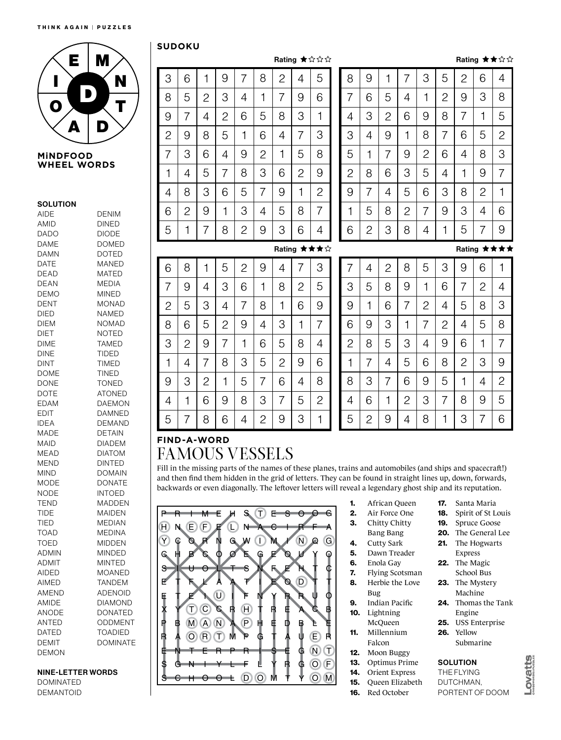THINK AGAIN | PUZZLES

## MiNDFOOD WHEEL WORDS

| | | |
|---|---|---|
| E | M | |
| I | D | N |
| O | | T |
| A | D | |

### SOLUTION

AIDE
AMID
DADO
DAME
DAMN
DATE
DEAD
DEAN
DEMO
DENT
DIED
DIEM
DIET
DIME
DINE
DINT
DOME
DONE
DOTE
EDAM
EDIT
IDEA
MADE
MAID
MEAD
MEND
MIND
MODE
NODE
TEND
TIDE
TIED
TOAD
TOED
ADMIN
ADMIT
AIDED
AIMED
AMEND
AMIDE
ANODE
ANTED
DATED
DEMIT
DEMON
DENIM
DINED
DIODE
DOMED
DOTED
MANED
MATED
MEDIA
MINED
MONAD
NAMED
NOMAD
NOTED
TAMED
TIDED
TIMED
TINED
TONED
ATONED
DAEMON
DAMNED
DEMAND
DETAIN
DIADEM
DIATOM
DINTED
DOMAIN
DONATE
INTOED
MADDEN
MAIDEN
MEDIAN
MEDINA
MIDDEN
MINDED
MINTED
MOANED
TANDEM
ADENOID
DIAMOND
DONATED
ODDMENT
TOADIED
DOMINATE

### NINE-LETTER WORDS

DOMINATED
DEMANTOID

## SUDOKU

Rating ★☆☆☆

| | | | | | | | | |
|---|---|---|---|---|---|---|---|---|
| 3 | 6 | 1 | 9 | 7 | 8 | 2 | 4 | 5 |
| 8 | 5 | 2 | 3 | 4 | 1 | 7 | 9 | 6 |
| 9 | 7 | 4 | 2 | 6 | 5 | 8 | 3 | 1 |
| 2 | 9 | 8 | 5 | 1 | 6 | 4 | 7 | 3 |
| 7 | 3 | 6 | 4 | 9 | 2 | 1 | 5 | 8 |
| 1 | 4 | 5 | 7 | 8 | 3 | 6 | 2 | 9 |
| 4 | 8 | 3 | 6 | 5 | 7 | 9 | 1 | 2 |
| 6 | 2 | 9 | 1 | 3 | 4 | 5 | 8 | 7 |
| 5 | 1 | 7 | 8 | 2 | 9 | 3 | 6 | 4 |

Rating ★★☆☆

| | | | | | | | | |
|---|---|---|---|---|---|---|---|---|
| 8 | 9 | 1 | 7 | 3 | 5 | 2 | 6 | 4 |
| 7 | 6 | 5 | 4 | 1 | 2 | 9 | 3 | 8 |
| 4 | 3 | 2 | 6 | 9 | 8 | 7 | 1 | 5 |
| 3 | 4 | 9 | 1 | 8 | 7 | 6 | 5 | 2 |
| 5 | 1 | 7 | 9 | 2 | 6 | 4 | 8 | 3 |
| 2 | 8 | 6 | 3 | 5 | 4 | 1 | 9 | 7 |
| 9 | 7 | 4 | 5 | 6 | 3 | 8 | 2 | 1 |
| 1 | 5 | 8 | 2 | 7 | 9 | 3 | 4 | 6 |
| 6 | 2 | 3 | 8 | 4 | 1 | 5 | 7 | 9 |

Rating ★★★☆

| | | | | | | | | |
|---|---|---|---|---|---|---|---|---|
| 6 | 8 | 1 | 5 | 2 | 9 | 4 | 7 | 3 |
| 7 | 9 | 4 | 3 | 6 | 1 | 8 | 2 | 5 |
| 2 | 5 | 3 | 4 | 7 | 8 | 1 | 6 | 9 |
| 8 | 6 | 5 | 2 | 9 | 4 | 3 | 1 | 7 |
| 3 | 2 | 9 | 7 | 1 | 6 | 5 | 8 | 4 |
| 1 | 4 | 7 | 8 | 3 | 5 | 2 | 9 | 6 |
| 9 | 3 | 2 | 1 | 5 | 7 | 6 | 4 | 8 |
| 4 | 1 | 6 | 9 | 8 | 3 | 7 | 5 | 2 |
| 5 | 7 | 8 | 6 | 4 | 2 | 9 | 3 | 1 |

Rating ★★★★

| | | | | | | | | |
|---|---|---|---|---|---|---|---|---|
| 7 | 4 | 2 | 8 | 5 | 3 | 9 | 6 | 1 |
| 3 | 5 | 8 | 9 | 1 | 6 | 7 | 2 | 4 |
| 9 | 1 | 6 | 7 | 2 | 4 | 5 | 8 | 3 |
| 6 | 9 | 3 | 1 | 7 | 2 | 4 | 5 | 8 |
| 2 | 8 | 5 | 3 | 4 | 9 | 6 | 1 | 7 |
| 1 | 7 | 4 | 5 | 6 | 8 | 2 | 3 | 9 |
| 8 | 3 | 7 | 6 | 9 | 5 | 1 | 4 | 2 |
| 4 | 6 | 1 | 2 | 3 | 7 | 8 | 9 | 5 |
| 5 | 2 | 9 | 4 | 8 | 1 | 3 | 7 | 6 |

## FIND-A-WORD

# FAMOUS VESSELS

Fill in the missing parts of the names of these planes, trains and automobiles (and ships and spacecraft!) and then find them hidden in the grid of letters. They can be found in straight lines up, down, forwards, backwards or even diagonally. The leftover letters will reveal a legendary ghost ship and its reputation.

| | | | | | | | | | | | | | | | | | | | |
|---|---|---|---|---|---|---|---|---|---|---|---|---|---|---|---|---|---|---|---|
| P | R | I | M | E | H | S | T | E | S | O | O | G |
| H | N | E | F | E | L | N | A | C | I | R | F | A |
| Y | C | O | R | N | G | W | I | M | I | N | Q | G |
| C | H | B | C | O | O | E | G | E | O | U | Y | O |
| S | I | U | O | L | T | S | N | F | E | H | T | C |
| E | T | F | L | A | A | T | I | E | O | D | T | T |
| E | T | E | I | U | I | F | N | Y | R | R | U | O |
| X | Y | T | C | C | R | H | T | R | E | A | C | B |
| P | B | M | A | N | A | P | H | E | D | B | L | E |
| R | A | O | R | T | M | P | G | T | A | U | E | R |
| E | N | T | E | R | P | R | I | S | E | G | N | T |
| S | G | N | I | Y | L | F | L | Y | R | G | O | F |
| S | C | H | O | O | L | D | O | M | T | Y | O | M |

1. African Queen
2. Air Force One
3. Chitty Chitty Bang Bang
4. Cutty Sark
5. Dawn Treader
6. Enola Gay
7. Flying Scotsman
8. Herbie the Love Bug
9. Indian Pacific
10. Lightning McQueen
11. Millennium Falcon
12. Moon Buggy
13. Optimus Prime
14. Orient Express
15. Queen Elizabeth
16. Red October
17. Santa Maria
18. Spirit of St Louis
19. Spruce Goose
20. The General Lee
21. The Hogwarts Express
22. The Magic School Bus
23. The Mystery Machine
24. Thomas the Tank Engine
25. USS Enterprise
26. Yellow Submarine

**SOLUTION**
THE FLYING DUTCHMAN, PORTENT OF DOOM